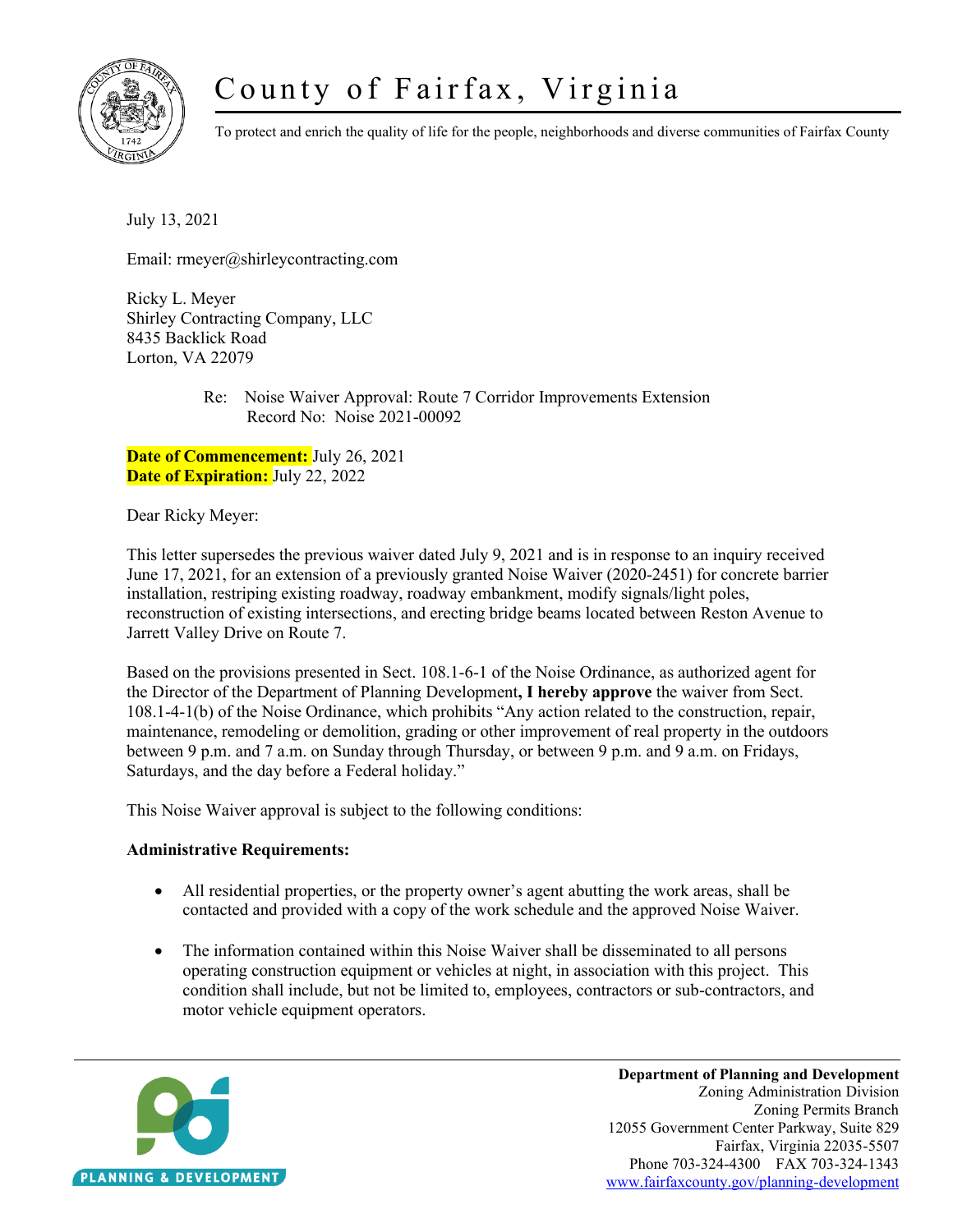# County of Fairfax, Virginia

To protect and enrich the quality of life for the people, neighborhoods and diverse communities of Fairfax County

July 13, 2021

Email: rmeyer@shirleycontracting.com

Ricky L. Meyer
Shirley Contracting Company, LLC
8435 Backlick Road
Lorton, VA 22079

Re: Noise Waiver Approval: Route 7 Corridor Improvements Extension
Record No: Noise 2021-00092

**Date of Commencement:** July 26, 2021
**Date of Expiration:** July 22, 2022

Dear Ricky Meyer:

This letter supersedes the previous waiver dated July 9, 2021 and is in response to an inquiry received June 17, 2021, for an extension of a previously granted Noise Waiver (2020-2451) for concrete barrier installation, restriping existing roadway, roadway embankment, modify signals/light poles, reconstruction of existing intersections, and erecting bridge beams located between Reston Avenue to Jarrett Valley Drive on Route 7.

Based on the provisions presented in Sect. 108.1-6-1 of the Noise Ordinance, as authorized agent for the Director of the Department of Planning Development**, I hereby approve** the waiver from Sect. 108.1-4-1(b) of the Noise Ordinance, which prohibits "Any action related to the construction, repair, maintenance, remodeling or demolition, grading or other improvement of real property in the outdoors between 9 p.m. and 7 a.m. on Sunday through Thursday, or between 9 p.m. and 9 a.m. on Fridays, Saturdays, and the day before a Federal holiday."

This Noise Waiver approval is subject to the following conditions:

**Administrative Requirements:**

- All residential properties, or the property owner's agent abutting the work areas, shall be contacted and provided with a copy of the work schedule and the approved Noise Waiver.
- The information contained within this Noise Waiver shall be disseminated to all persons operating construction equipment or vehicles at night, in association with this project. This condition shall include, but not be limited to, employees, contractors or sub-contractors, and motor vehicle equipment operators.

**Department of Planning and Development**
Zoning Administration Division
Zoning Permits Branch
12055 Government Center Parkway, Suite 829
Fairfax, Virginia 22035-5507
Phone 703-324-4300 FAX 703-324-1343
www.fairfaxcounty.gov/planning-development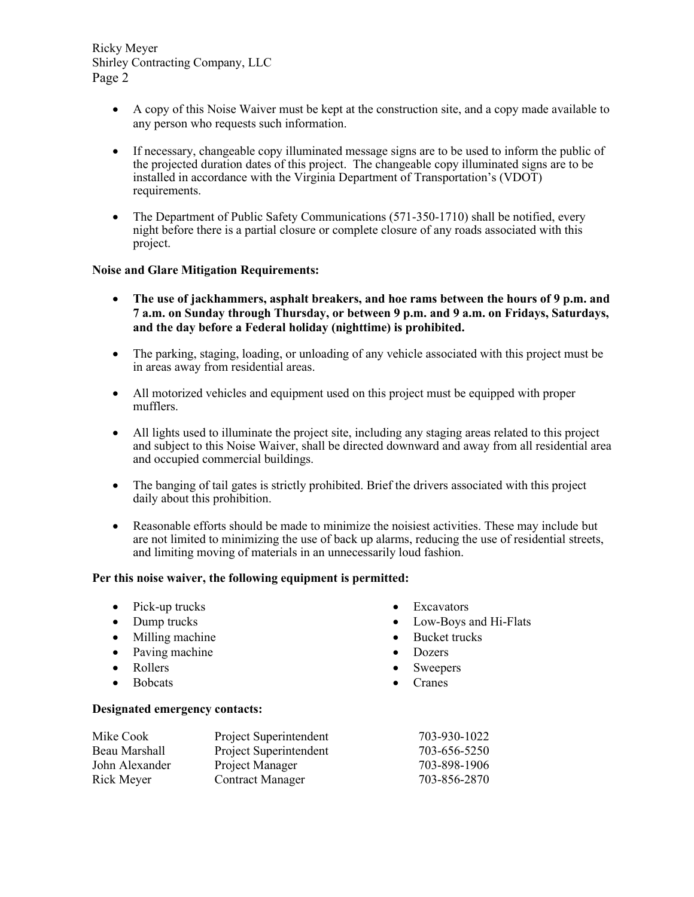- A copy of this Noise Waiver must be kept at the construction site, and a copy made available to any person who requests such information.

- If necessary, changeable copy illuminated message signs are to be used to inform the public of the projected duration dates of this project. The changeable copy illuminated signs are to be installed in accordance with the Virginia Department of Transportation's (VDOT) requirements.

- The Department of Public Safety Communications (571-350-1710) shall be notified, every night before there is a partial closure or complete closure of any roads associated with this project.

**Noise and Glare Mitigation Requirements:**

- **The use of jackhammers, asphalt breakers, and hoe rams between the hours of 9 p.m. and 7 a.m. on Sunday through Thursday, or between 9 p.m. and 9 a.m. on Fridays, Saturdays, and the day before a Federal holiday (nighttime) is prohibited.**

- The parking, staging, loading, or unloading of any vehicle associated with this project must be in areas away from residential areas.

- All motorized vehicles and equipment used on this project must be equipped with proper mufflers.

- All lights used to illuminate the project site, including any staging areas related to this project and subject to this Noise Waiver, shall be directed downward and away from all residential area and occupied commercial buildings.

- The banging of tail gates is strictly prohibited. Brief the drivers associated with this project daily about this prohibition.

- Reasonable efforts should be made to minimize the noisiest activities. These may include but are not limited to minimizing the use of back up alarms, reducing the use of residential streets, and limiting moving of materials in an unnecessarily loud fashion.

**Per this noise waiver, the following equipment is permitted:**

- Pick-up trucks
- Dump trucks
- Milling machine
- Paving machine
- Rollers
- Bobcats
- Excavators
- Low-Boys and Hi-Flats
- Bucket trucks
- Dozers
- Sweepers
- Cranes

**Designated emergency contacts:**

| Name | Title | Phone |
|---|---|---|
| Mike Cook | Project Superintendent | 703-930-1022 |
| Beau Marshall | Project Superintendent | 703-656-5250 |
| John Alexander | Project Manager | 703-898-1906 |
| Rick Meyer | Contract Manager | 703-856-2870 |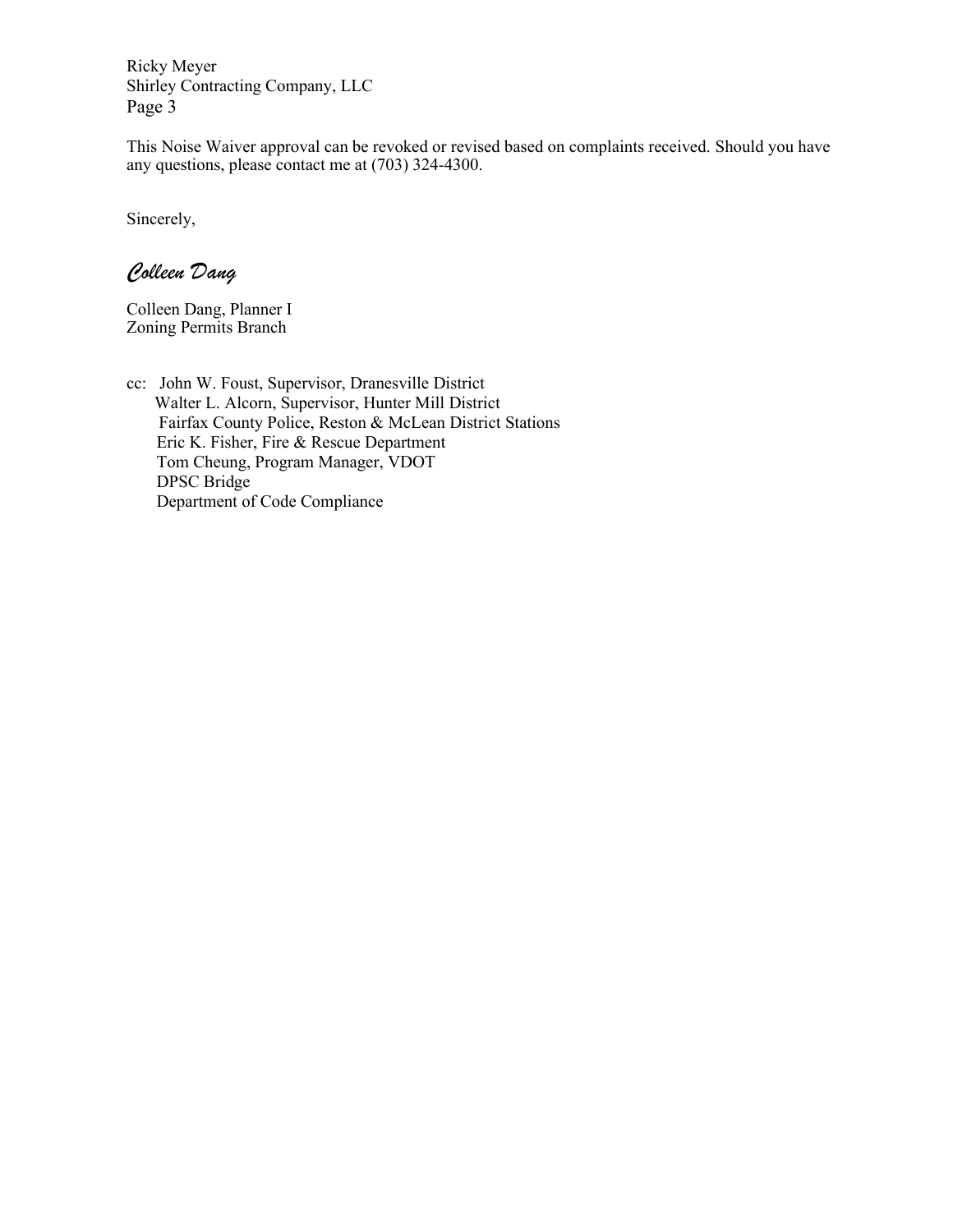This Noise Waiver approval can be revoked or revised based on complaints received. Should you have any questions, please contact me at (703) 324-4300.

Sincerely,

*Colleen Dang*

Colleen Dang, Planner I
Zoning Permits Branch

cc: John W. Foust, Supervisor, Dranesville District
Walter L. Alcorn, Supervisor, Hunter Mill District
Fairfax County Police, Reston & McLean District Stations
Eric K. Fisher, Fire & Rescue Department
Tom Cheung, Program Manager, VDOT
DPSC Bridge
Department of Code Compliance